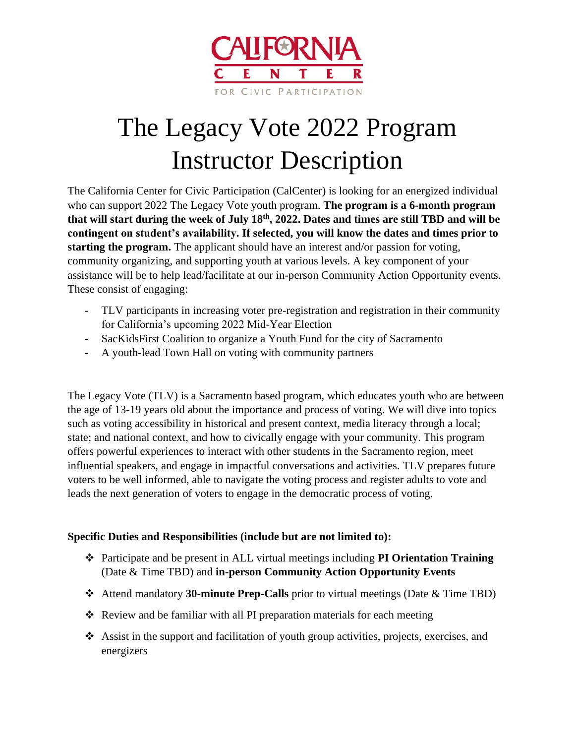CALIFORNIA CENTER

FOR CIVIC PARTICIPATION

# The Legacy Vote 2022 Program Instructor Description

The California Center for Civic Participation (CalCenter) is looking for an energized individual who can support 2022 The Legacy Vote youth program. **The program is a 6-month program that will start during the week of July 18th, 2022. Dates and times are still TBD and will be contingent on student's availability. If selected, you will know the dates and times prior to starting the program.** The applicant should have an interest and/or passion for voting, community organizing, and supporting youth at various levels. A key component of your assistance will be to help lead/facilitate at our in-person Community Action Opportunity events. These consist of engaging:

- TLV participants in increasing voter pre-registration and registration in their community for California's upcoming 2022 Mid-Year Election
- SacKidsFirst Coalition to organize a Youth Fund for the city of Sacramento
- A youth-lead Town Hall on voting with community partners

The Legacy Vote (TLV) is a Sacramento based program, which educates youth who are between the age of 13-19 years old about the importance and process of voting. We will dive into topics such as voting accessibility in historical and present context, media literacy through a local; state; and national context, and how to civically engage with your community. This program offers powerful experiences to interact with other students in the Sacramento region, meet influential speakers, and engage in impactful conversations and activities. TLV prepares future voters to be well informed, able to navigate the voting process and register adults to vote and leads the next generation of voters to engage in the democratic process of voting.

**Specific Duties and Responsibilities (include but are not limited to):**

- Participate and be present in ALL virtual meetings including **PI Orientation Training** (Date & Time TBD) and **in-person Community Action Opportunity Events**
- Attend mandatory **30-minute Prep-Calls** prior to virtual meetings (Date & Time TBD)
- Review and be familiar with all PI preparation materials for each meeting
- Assist in the support and facilitation of youth group activities, projects, exercises, and energizers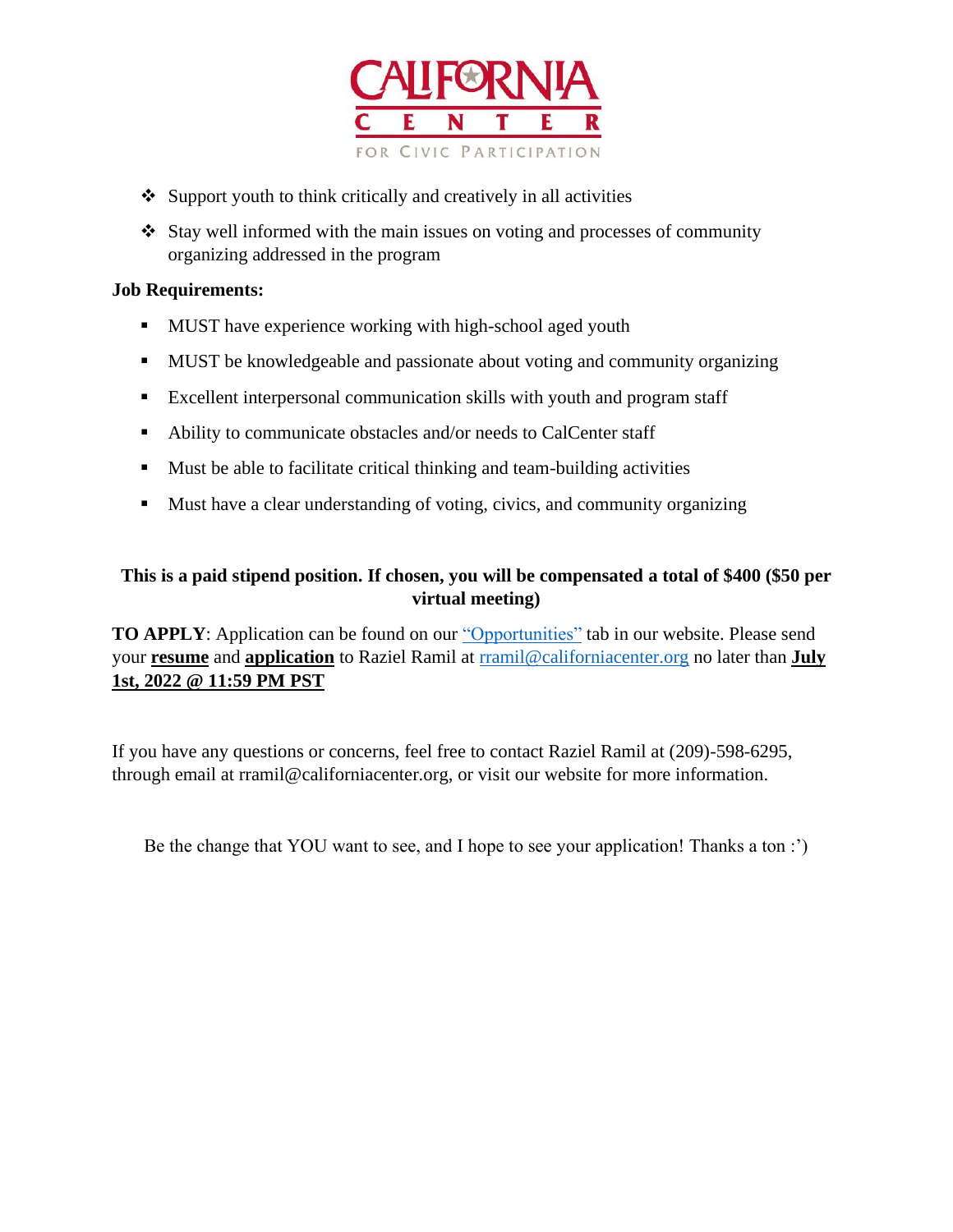- Support youth to think critically and creatively in all activities
- Stay well informed with the main issues on voting and processes of community organizing addressed in the program

**Job Requirements:**

- MUST have experience working with high-school aged youth
- MUST be knowledgeable and passionate about voting and community organizing
- Excellent interpersonal communication skills with youth and program staff
- Ability to communicate obstacles and/or needs to CalCenter staff
- Must be able to facilitate critical thinking and team-building activities
- Must have a clear understanding of voting, civics, and community organizing

**This is a paid stipend position. If chosen, you will be compensated a total of $400 ($50 per virtual meeting)**

**TO APPLY**: Application can be found on our "Opportunities" tab in our website. Please send your **resume** and **application** to Raziel Ramil at rramil@californiacenter.org no later than **July 1st, 2022 @ 11:59 PM PST**

If you have any questions or concerns, feel free to contact Raziel Ramil at (209)-598-6295, through email at rramil@californiacenter.org, or visit our website for more information.

Be the change that YOU want to see, and I hope to see your application! Thanks a ton :')